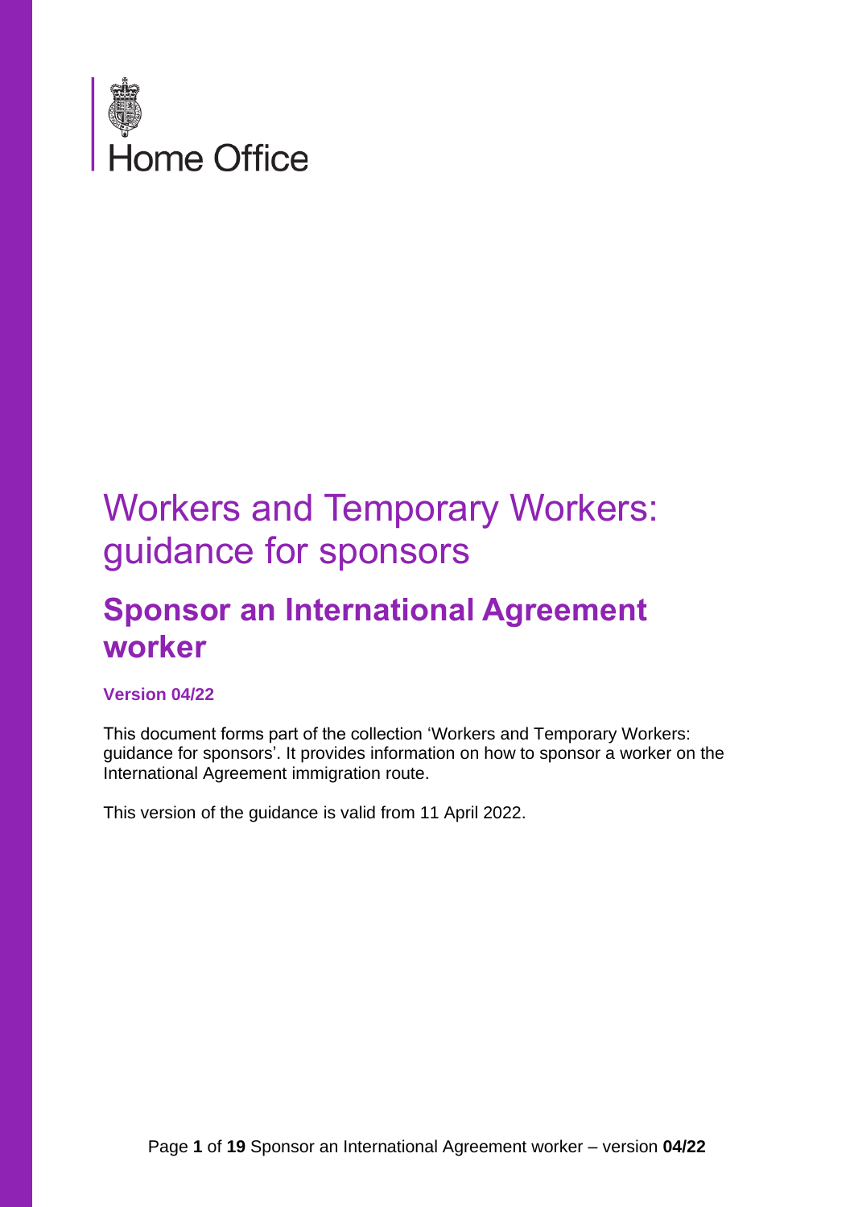Home Office

# Workers and Temporary Workers: guidance for sponsors

## Sponsor an International Agreement worker

**Version 04/22**

This document forms part of the collection 'Workers and Temporary Workers: guidance for sponsors'. It provides information on how to sponsor a worker on the International Agreement immigration route.

This version of the guidance is valid from 11 April 2022.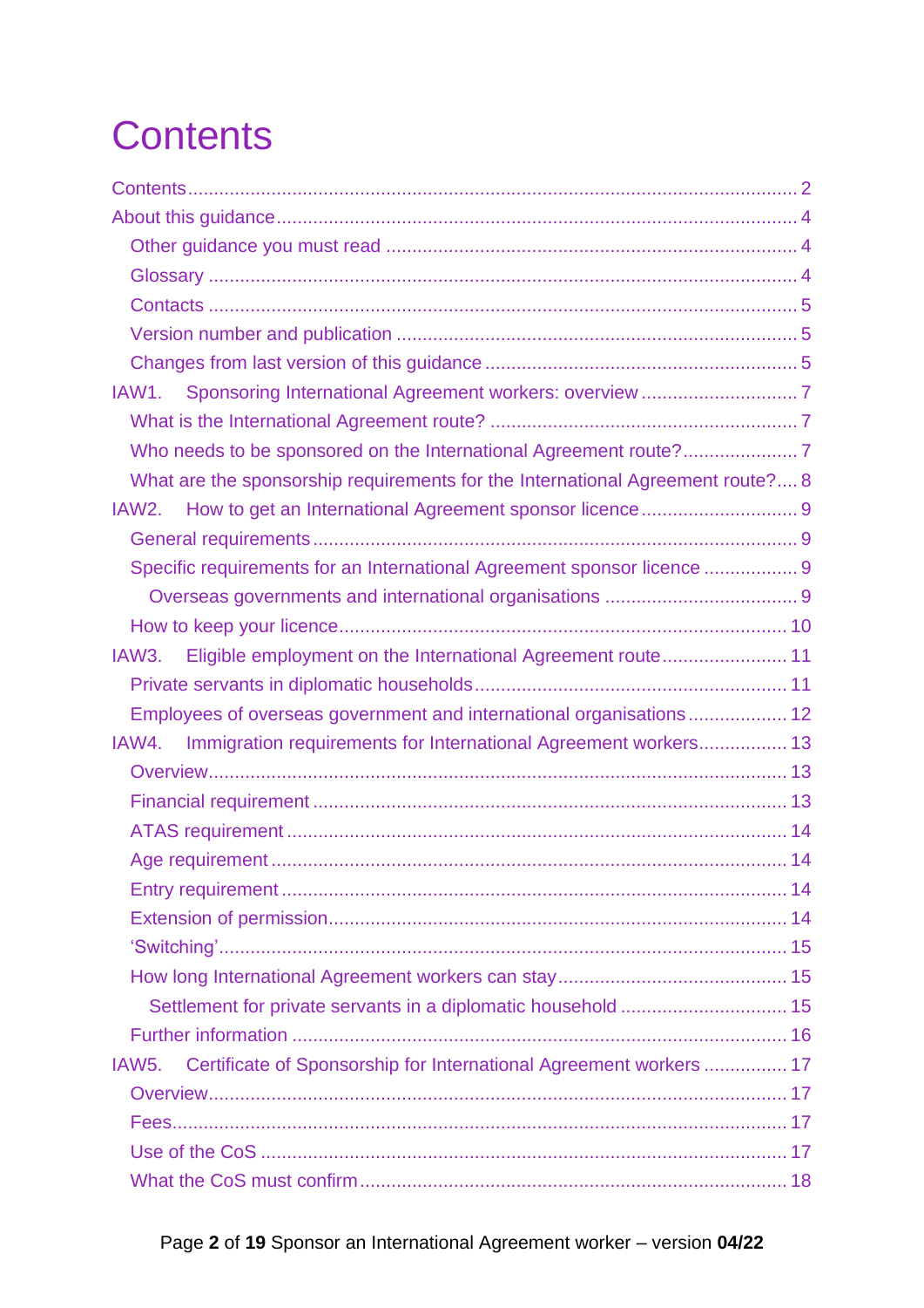# Contents

Contents ..... 2

About this guidance ..... 4

- Other guidance you must read ..... 4
- Glossary ..... 4
- Contacts ..... 5
- Version number and publication ..... 5
- Changes from last version of this guidance ..... 5

IAW1. Sponsoring International Agreement workers: overview ..... 7

- What is the International Agreement route? ..... 7
- Who needs to be sponsored on the International Agreement route? ..... 7
- What are the sponsorship requirements for the International Agreement route? ..... 8

IAW2. How to get an International Agreement sponsor licence ..... 9

- General requirements ..... 9
- Specific requirements for an International Agreement sponsor licence ..... 9
  - Overseas governments and international organisations ..... 9
- How to keep your licence ..... 10

IAW3. Eligible employment on the International Agreement route ..... 11

- Private servants in diplomatic households ..... 11
- Employees of overseas government and international organisations ..... 12

IAW4. Immigration requirements for International Agreement workers ..... 13

- Overview ..... 13
- Financial requirement ..... 13
- ATAS requirement ..... 14
- Age requirement ..... 14
- Entry requirement ..... 14
- Extension of permission ..... 14
- 'Switching' ..... 15
- How long International Agreement workers can stay ..... 15
  - Settlement for private servants in a diplomatic household ..... 15
- Further information ..... 16

IAW5. Certificate of Sponsorship for International Agreement workers ..... 17

- Overview ..... 17
- Fees ..... 17
- Use of the CoS ..... 17
- What the CoS must confirm ..... 18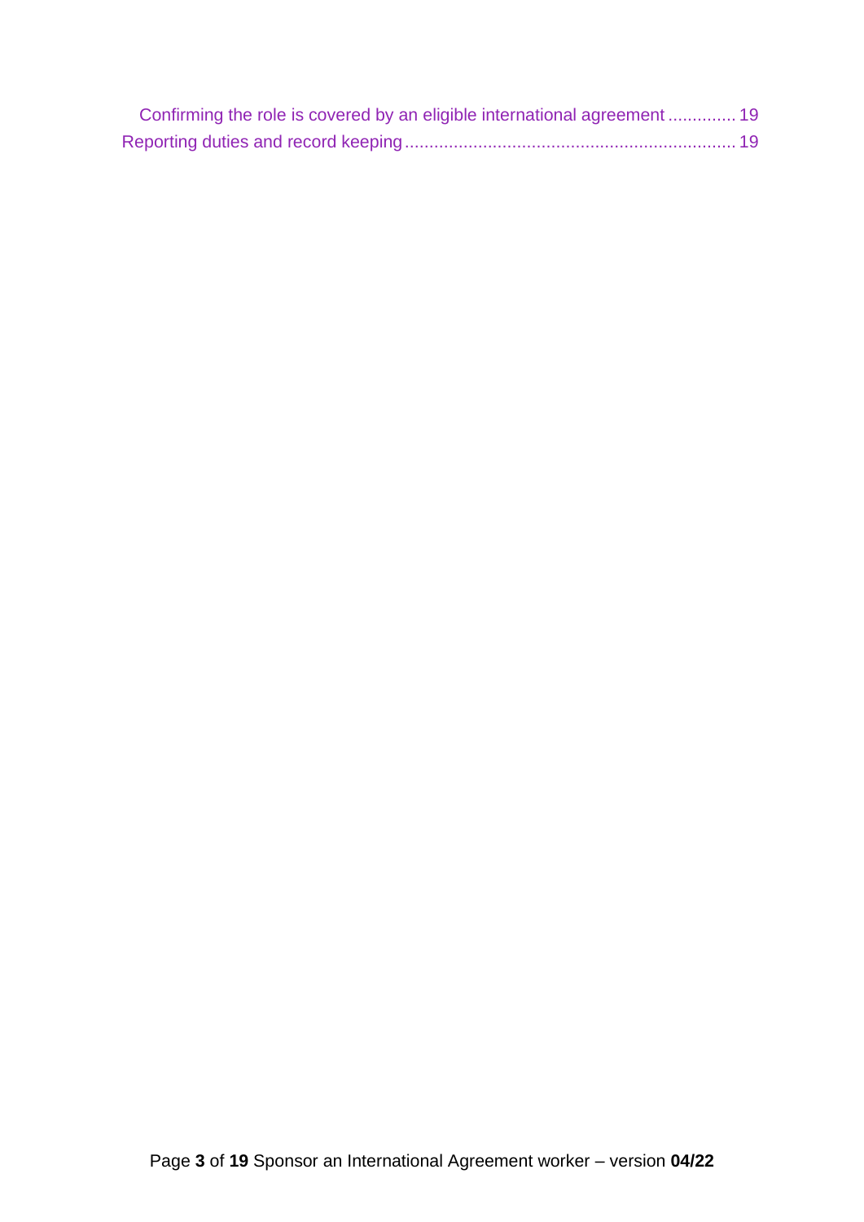Confirming the role is covered by an eligible international agreement ............. 19

Reporting duties and record keeping .................................................................... 19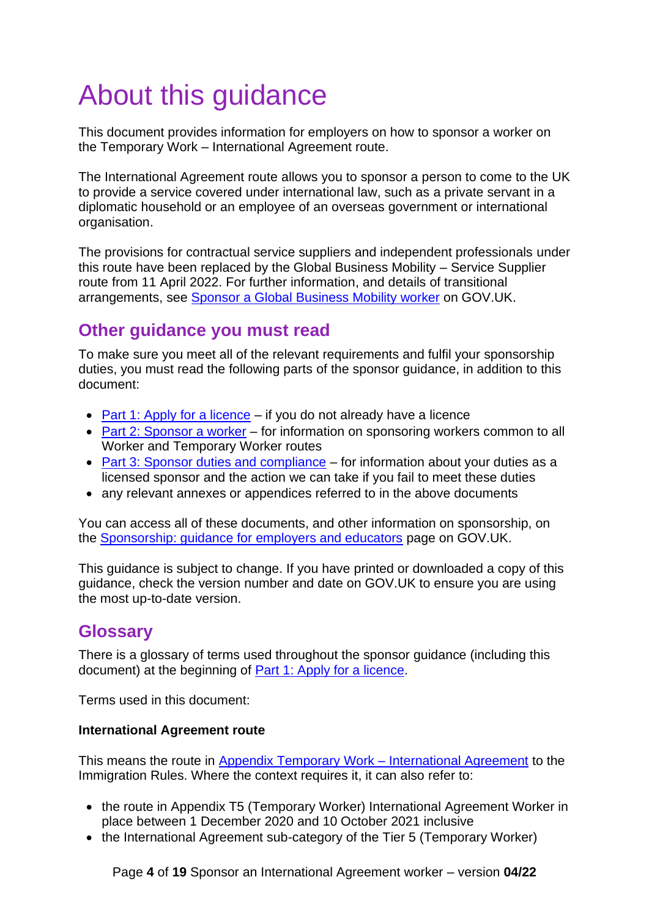# About this guidance

This document provides information for employers on how to sponsor a worker on the Temporary Work – International Agreement route.

The International Agreement route allows you to sponsor a person to come to the UK to provide a service covered under international law, such as a private servant in a diplomatic household or an employee of an overseas government or international organisation.

The provisions for contractual service suppliers and independent professionals under this route have been replaced by the Global Business Mobility – Service Supplier route from 11 April 2022. For further information, and details of transitional arrangements, see Sponsor a Global Business Mobility worker on GOV.UK.

## Other guidance you must read

To make sure you meet all of the relevant requirements and fulfil your sponsorship duties, you must read the following parts of the sponsor guidance, in addition to this document:

- Part 1: Apply for a licence – if you do not already have a licence
- Part 2: Sponsor a worker – for information on sponsoring workers common to all Worker and Temporary Worker routes
- Part 3: Sponsor duties and compliance – for information about your duties as a licensed sponsor and the action we can take if you fail to meet these duties
- any relevant annexes or appendices referred to in the above documents

You can access all of these documents, and other information on sponsorship, on the Sponsorship: guidance for employers and educators page on GOV.UK.

This guidance is subject to change. If you have printed or downloaded a copy of this guidance, check the version number and date on GOV.UK to ensure you are using the most up-to-date version.

## Glossary

There is a glossary of terms used throughout the sponsor guidance (including this document) at the beginning of Part 1: Apply for a licence.

Terms used in this document:

**International Agreement route**

This means the route in Appendix Temporary Work – International Agreement to the Immigration Rules. Where the context requires it, it can also refer to:

- the route in Appendix T5 (Temporary Worker) International Agreement Worker in place between 1 December 2020 and 10 October 2021 inclusive
- the International Agreement sub-category of the Tier 5 (Temporary Worker)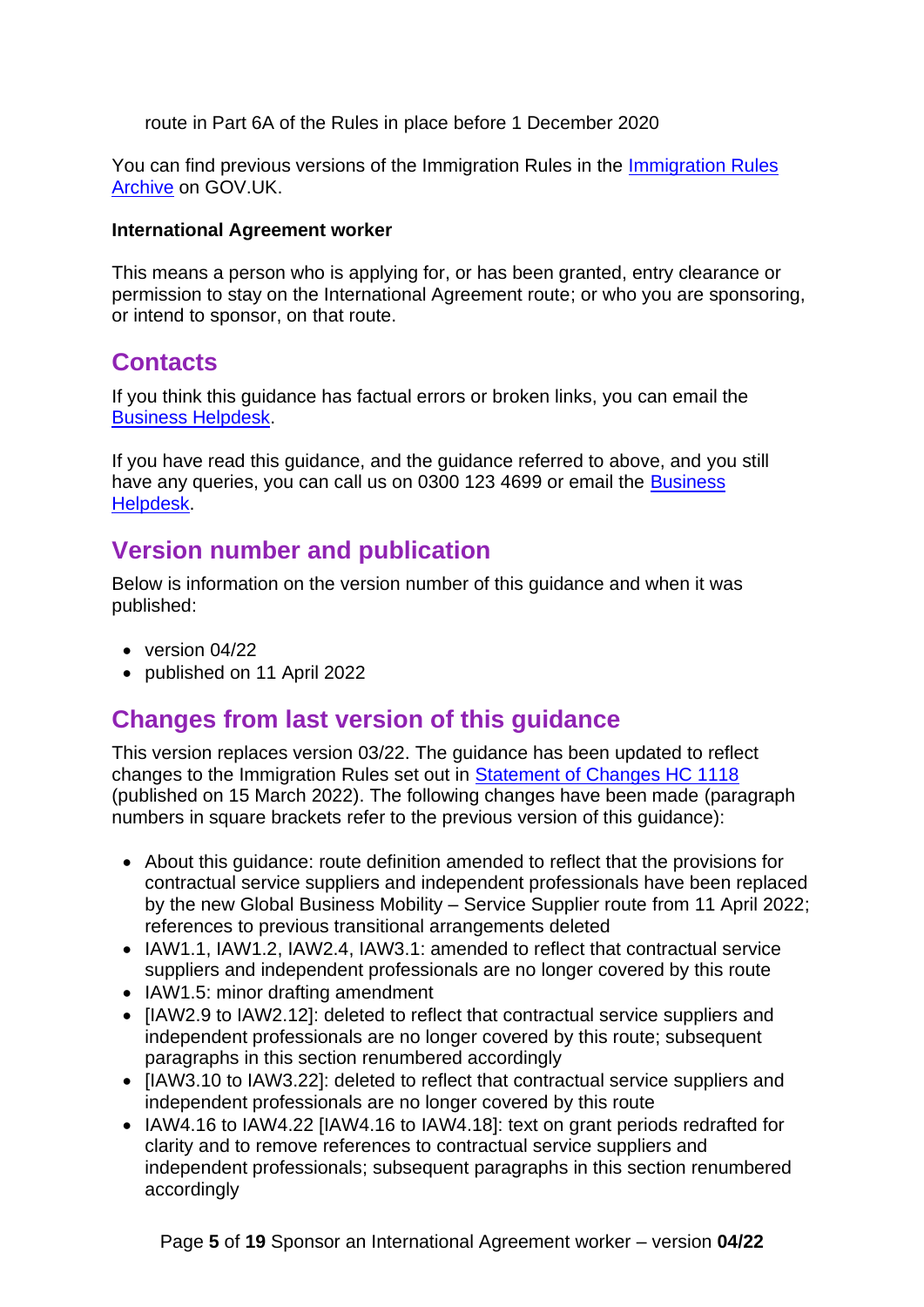route in Part 6A of the Rules in place before 1 December 2020

You can find previous versions of the Immigration Rules in the [Immigration Rules Archive](#) on GOV.UK.

**International Agreement worker**

This means a person who is applying for, or has been granted, entry clearance or permission to stay on the International Agreement route; or who you are sponsoring, or intend to sponsor, on that route.

## Contacts

If you think this guidance has factual errors or broken links, you can email the [Business Helpdesk](#).

If you have read this guidance, and the guidance referred to above, and you still have any queries, you can call us on 0300 123 4699 or email the [Business Helpdesk](#).

## Version number and publication

Below is information on the version number of this guidance and when it was published:

- version 04/22
- published on 11 April 2022

## Changes from last version of this guidance

This version replaces version 03/22. The guidance has been updated to reflect changes to the Immigration Rules set out in [Statement of Changes HC 1118](#) (published on 15 March 2022). The following changes have been made (paragraph numbers in square brackets refer to the previous version of this guidance):

- About this guidance: route definition amended to reflect that the provisions for contractual service suppliers and independent professionals have been replaced by the new Global Business Mobility – Service Supplier route from 11 April 2022; references to previous transitional arrangements deleted
- IAW1.1, IAW1.2, IAW2.4, IAW3.1: amended to reflect that contractual service suppliers and independent professionals are no longer covered by this route
- IAW1.5: minor drafting amendment
- [IAW2.9 to IAW2.12]: deleted to reflect that contractual service suppliers and independent professionals are no longer covered by this route; subsequent paragraphs in this section renumbered accordingly
- [IAW3.10 to IAW3.22]: deleted to reflect that contractual service suppliers and independent professionals are no longer covered by this route
- IAW4.16 to IAW4.22 [IAW4.16 to IAW4.18]: text on grant periods redrafted for clarity and to remove references to contractual service suppliers and independent professionals; subsequent paragraphs in this section renumbered accordingly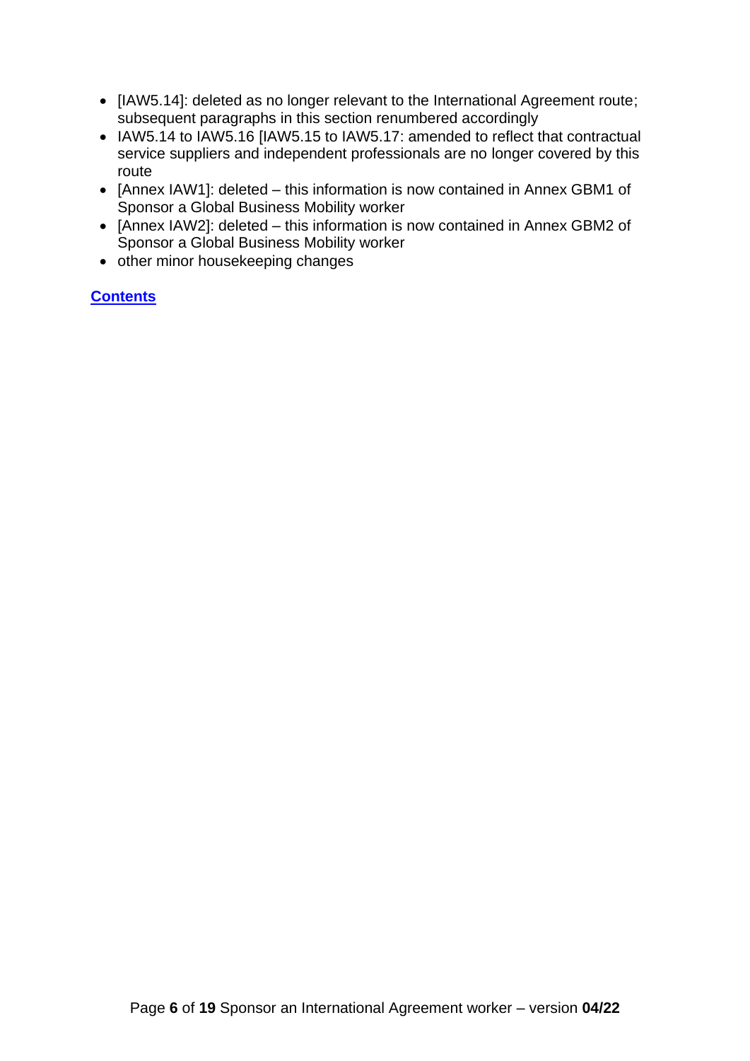- [IAW5.14]: deleted as no longer relevant to the International Agreement route; subsequent paragraphs in this section renumbered accordingly
- IAW5.14 to IAW5.16 [IAW5.15 to IAW5.17: amended to reflect that contractual service suppliers and independent professionals are no longer covered by this route
- [Annex IAW1]: deleted – this information is now contained in Annex GBM1 of Sponsor a Global Business Mobility worker
- [Annex IAW2]: deleted – this information is now contained in Annex GBM2 of Sponsor a Global Business Mobility worker
- other minor housekeeping changes

**Contents**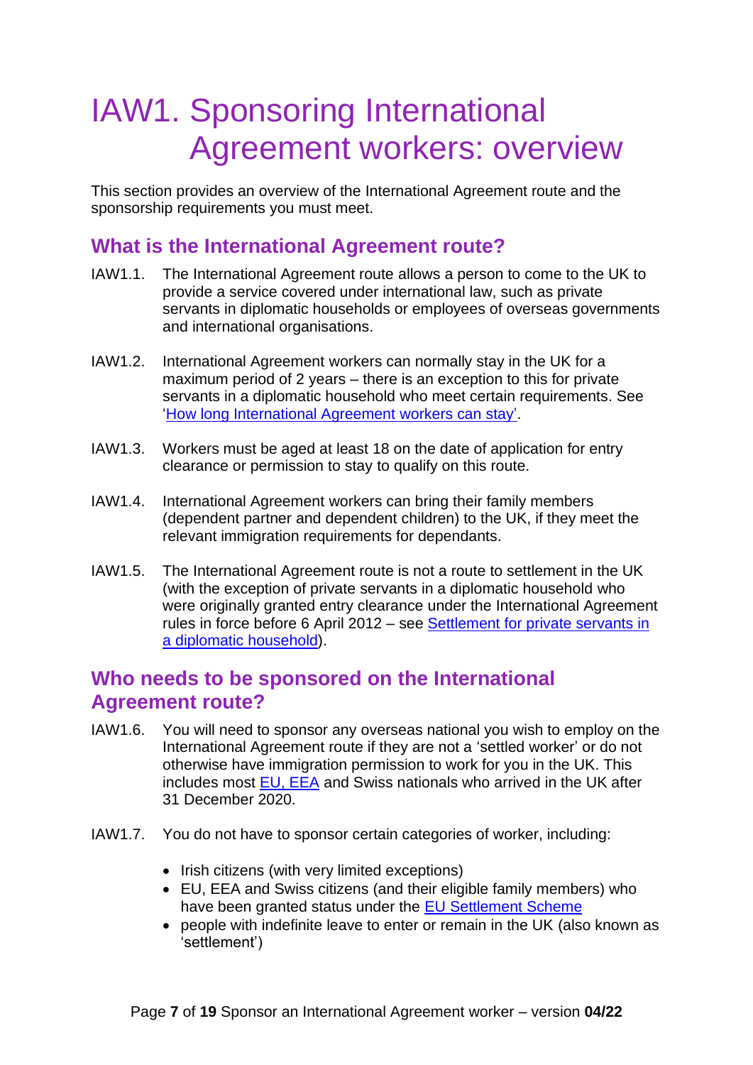# IAW1. Sponsoring International Agreement workers: overview

This section provides an overview of the International Agreement route and the sponsorship requirements you must meet.

## What is the International Agreement route?

IAW1.1. The International Agreement route allows a person to come to the UK to provide a service covered under international law, such as private servants in diplomatic households or employees of overseas governments and international organisations.

IAW1.2. International Agreement workers can normally stay in the UK for a maximum period of 2 years – there is an exception to this for private servants in a diplomatic household who meet certain requirements. See 'How long International Agreement workers can stay'.

IAW1.3. Workers must be aged at least 18 on the date of application for entry clearance or permission to stay to qualify on this route.

IAW1.4. International Agreement workers can bring their family members (dependent partner and dependent children) to the UK, if they meet the relevant immigration requirements for dependants.

IAW1.5. The International Agreement route is not a route to settlement in the UK (with the exception of private servants in a diplomatic household who were originally granted entry clearance under the International Agreement rules in force before 6 April 2012 – see Settlement for private servants in a diplomatic household).

## Who needs to be sponsored on the International Agreement route?

IAW1.6. You will need to sponsor any overseas national you wish to employ on the International Agreement route if they are not a 'settled worker' or do not otherwise have immigration permission to work for you in the UK. This includes most EU, EEA and Swiss nationals who arrived in the UK after 31 December 2020.

IAW1.7. You do not have to sponsor certain categories of worker, including:

- Irish citizens (with very limited exceptions)
- EU, EEA and Swiss citizens (and their eligible family members) who have been granted status under the EU Settlement Scheme
- people with indefinite leave to enter or remain in the UK (also known as 'settlement')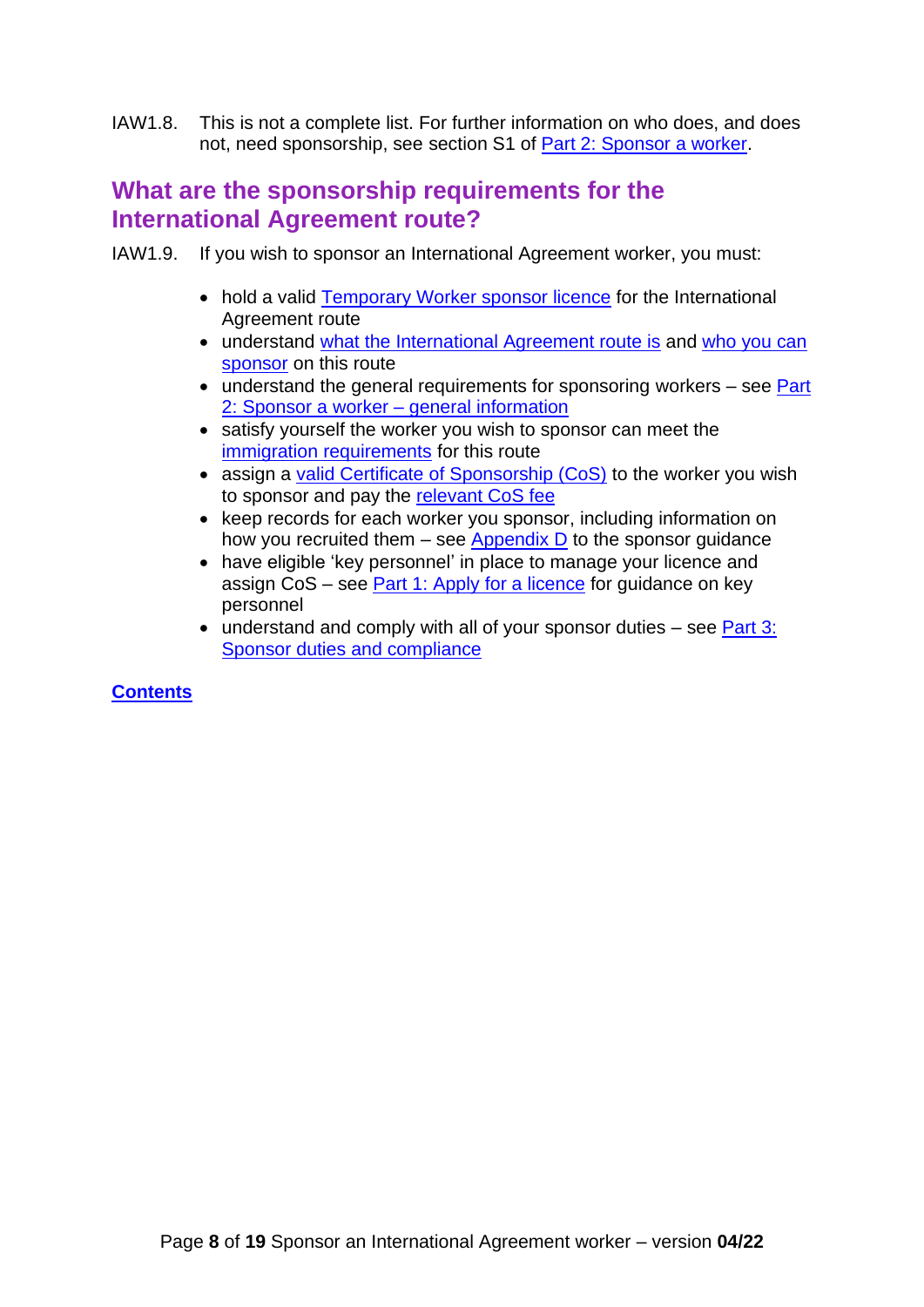IAW1.8. This is not a complete list. For further information on who does, and does not, need sponsorship, see section S1 of Part 2: Sponsor a worker.

## What are the sponsorship requirements for the International Agreement route?

IAW1.9. If you wish to sponsor an International Agreement worker, you must:

- hold a valid Temporary Worker sponsor licence for the International Agreement route
- understand what the International Agreement route is and who you can sponsor on this route
- understand the general requirements for sponsoring workers – see Part 2: Sponsor a worker – general information
- satisfy yourself the worker you wish to sponsor can meet the immigration requirements for this route
- assign a valid Certificate of Sponsorship (CoS) to the worker you wish to sponsor and pay the relevant CoS fee
- keep records for each worker you sponsor, including information on how you recruited them – see Appendix D to the sponsor guidance
- have eligible 'key personnel' in place to manage your licence and assign CoS – see Part 1: Apply for a licence for guidance on key personnel
- understand and comply with all of your sponsor duties – see Part 3: Sponsor duties and compliance

**Contents**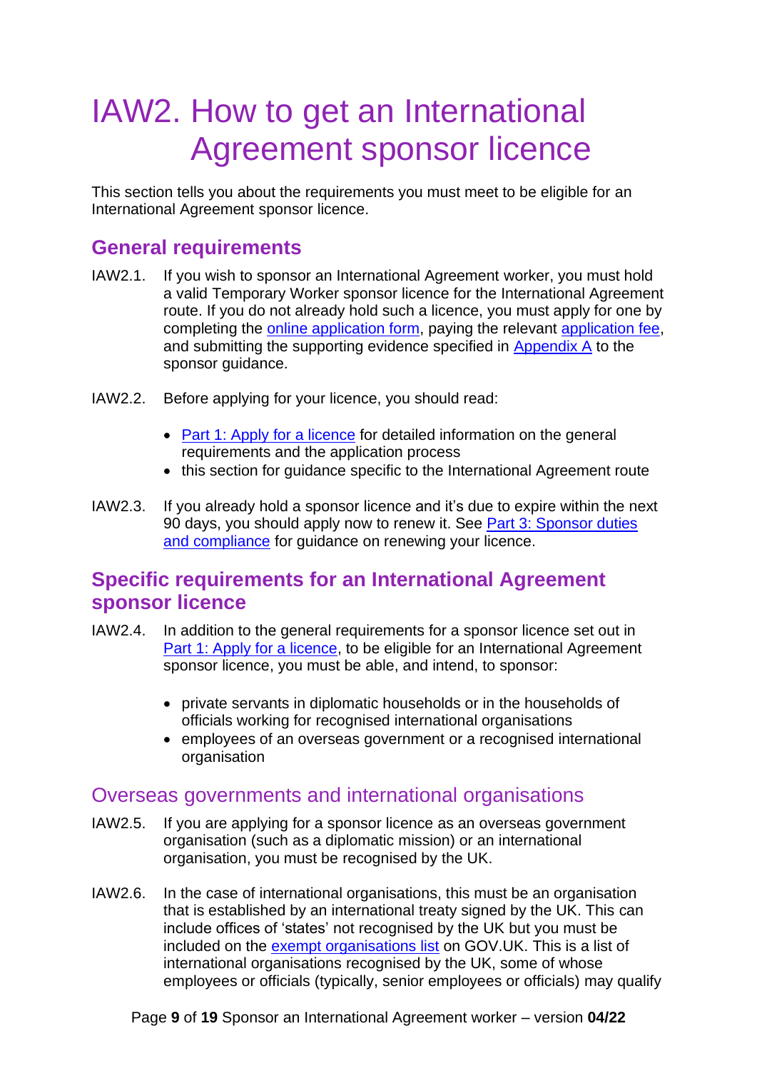# IAW2. How to get an International Agreement sponsor licence

This section tells you about the requirements you must meet to be eligible for an International Agreement sponsor licence.

## General requirements

IAW2.1. If you wish to sponsor an International Agreement worker, you must hold a valid Temporary Worker sponsor licence for the International Agreement route. If you do not already hold such a licence, you must apply for one by completing the online application form, paying the relevant application fee, and submitting the supporting evidence specified in Appendix A to the sponsor guidance.

IAW2.2. Before applying for your licence, you should read:

- Part 1: Apply for a licence for detailed information on the general requirements and the application process
- this section for guidance specific to the International Agreement route

IAW2.3. If you already hold a sponsor licence and it's due to expire within the next 90 days, you should apply now to renew it. See Part 3: Sponsor duties and compliance for guidance on renewing your licence.

## Specific requirements for an International Agreement sponsor licence

IAW2.4. In addition to the general requirements for a sponsor licence set out in Part 1: Apply for a licence, to be eligible for an International Agreement sponsor licence, you must be able, and intend, to sponsor:

- private servants in diplomatic households or in the households of officials working for recognised international organisations
- employees of an overseas government or a recognised international organisation

### Overseas governments and international organisations

IAW2.5. If you are applying for a sponsor licence as an overseas government organisation (such as a diplomatic mission) or an international organisation, you must be recognised by the UK.

IAW2.6. In the case of international organisations, this must be an organisation that is established by an international treaty signed by the UK. This can include offices of 'states' not recognised by the UK but you must be included on the exempt organisations list on GOV.UK. This is a list of international organisations recognised by the UK, some of whose employees or officials (typically, senior employees or officials) may qualify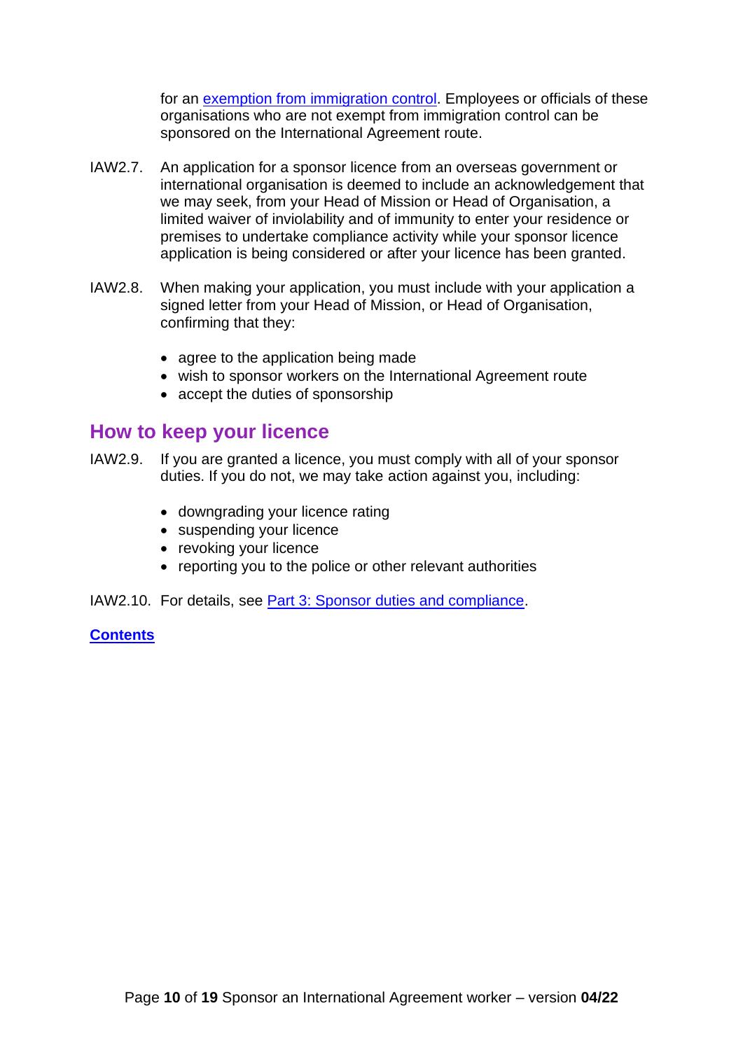for an [exemption from immigration control](). Employees or officials of these organisations who are not exempt from immigration control can be sponsored on the International Agreement route.

IAW2.7. An application for a sponsor licence from an overseas government or international organisation is deemed to include an acknowledgement that we may seek, from your Head of Mission or Head of Organisation, a limited waiver of inviolability and of immunity to enter your residence or premises to undertake compliance activity while your sponsor licence application is being considered or after your licence has been granted.

IAW2.8. When making your application, you must include with your application a signed letter from your Head of Mission, or Head of Organisation, confirming that they:

- agree to the application being made
- wish to sponsor workers on the International Agreement route
- accept the duties of sponsorship

## How to keep your licence

IAW2.9. If you are granted a licence, you must comply with all of your sponsor duties. If you do not, we may take action against you, including:

- downgrading your licence rating
- suspending your licence
- revoking your licence
- reporting you to the police or other relevant authorities

IAW2.10. For details, see [Part 3: Sponsor duties and compliance]().

[**Contents**]()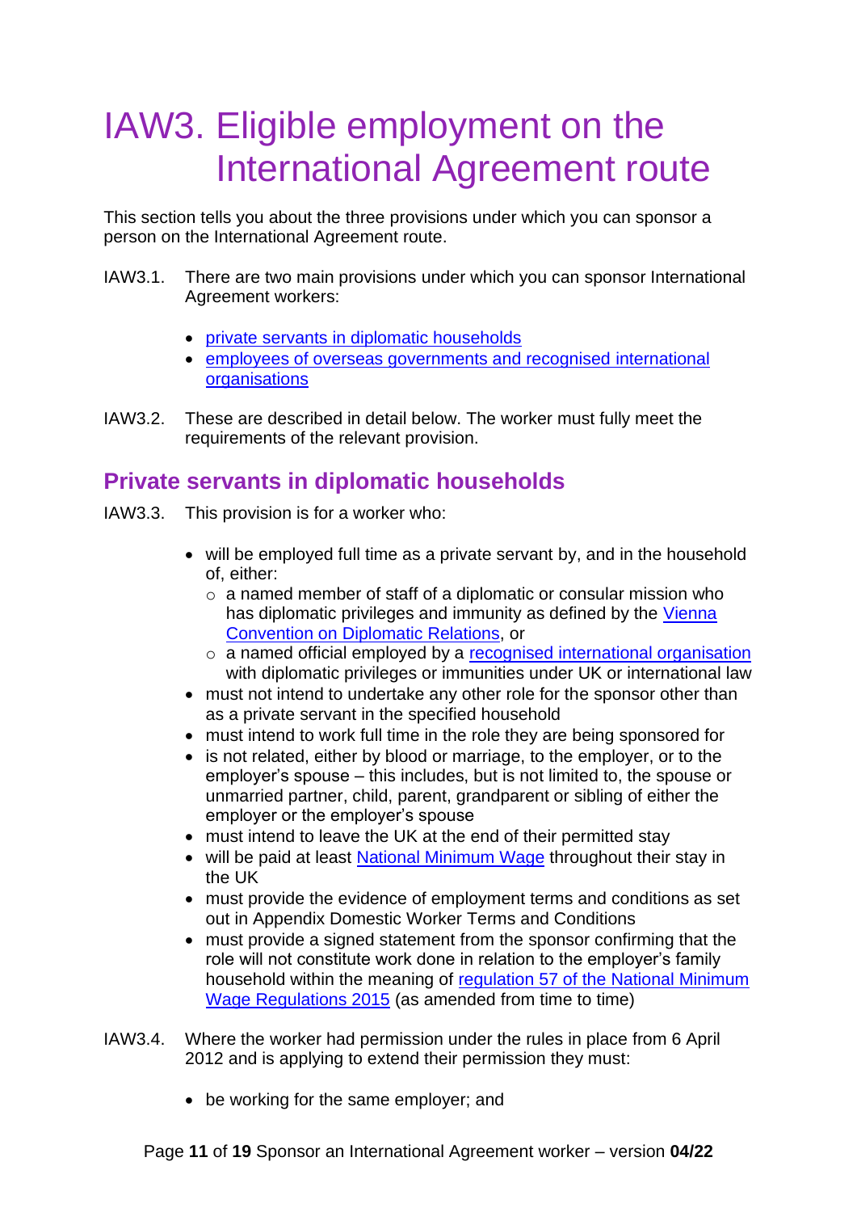# IAW3. Eligible employment on the International Agreement route

This section tells you about the three provisions under which you can sponsor a person on the International Agreement route.

IAW3.1. There are two main provisions under which you can sponsor International Agreement workers:

- [private servants in diplomatic households]
- [employees of overseas governments and recognised international organisations]

IAW3.2. These are described in detail below. The worker must fully meet the requirements of the relevant provision.

## Private servants in diplomatic households

IAW3.3. This provision is for a worker who:

- will be employed full time as a private servant by, and in the household of, either:
  - a named member of staff of a diplomatic or consular mission who has diplomatic privileges and immunity as defined by the [Vienna Convention on Diplomatic Relations], or
  - a named official employed by a [recognised international organisation] with diplomatic privileges or immunities under UK or international law
- must not intend to undertake any other role for the sponsor other than as a private servant in the specified household
- must intend to work full time in the role they are being sponsored for
- is not related, either by blood or marriage, to the employer, or to the employer's spouse – this includes, but is not limited to, the spouse or unmarried partner, child, parent, grandparent or sibling of either the employer or the employer's spouse
- must intend to leave the UK at the end of their permitted stay
- will be paid at least [National Minimum Wage] throughout their stay in the UK
- must provide the evidence of employment terms and conditions as set out in Appendix Domestic Worker Terms and Conditions
- must provide a signed statement from the sponsor confirming that the role will not constitute work done in relation to the employer's family household within the meaning of [regulation 57 of the National Minimum Wage Regulations 2015] (as amended from time to time)

IAW3.4. Where the worker had permission under the rules in place from 6 April 2012 and is applying to extend their permission they must:

- be working for the same employer; and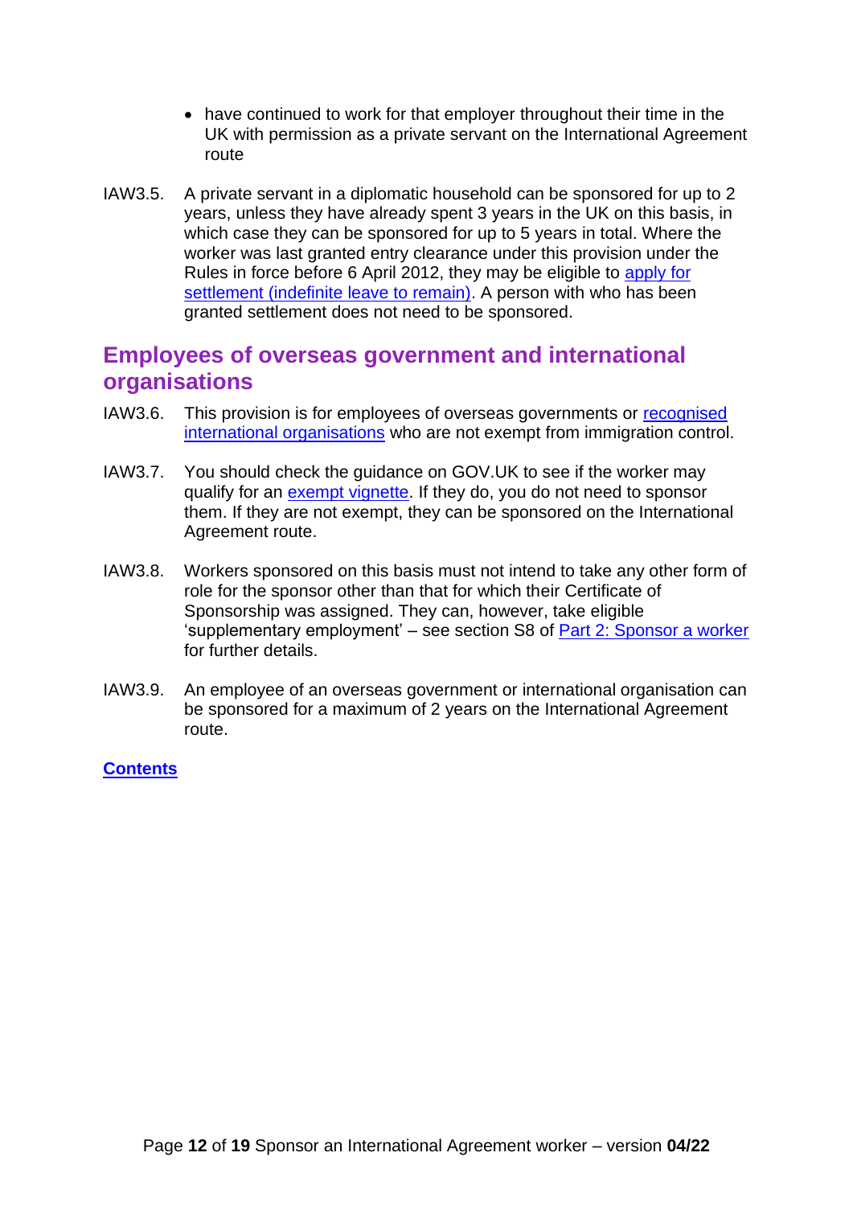- have continued to work for that employer throughout their time in the UK with permission as a private servant on the International Agreement route

IAW3.5. A private servant in a diplomatic household can be sponsored for up to 2 years, unless they have already spent 3 years in the UK on this basis, in which case they can be sponsored for up to 5 years in total. Where the worker was last granted entry clearance under this provision under the Rules in force before 6 April 2012, they may be eligible to apply for settlement (indefinite leave to remain). A person with who has been granted settlement does not need to be sponsored.

## Employees of overseas government and international organisations

IAW3.6. This provision is for employees of overseas governments or recognised international organisations who are not exempt from immigration control.

IAW3.7. You should check the guidance on GOV.UK to see if the worker may qualify for an exempt vignette. If they do, you do not need to sponsor them. If they are not exempt, they can be sponsored on the International Agreement route.

IAW3.8. Workers sponsored on this basis must not intend to take any other form of role for the sponsor other than that for which their Certificate of Sponsorship was assigned. They can, however, take eligible 'supplementary employment' – see section S8 of Part 2: Sponsor a worker for further details.

IAW3.9. An employee of an overseas government or international organisation can be sponsored for a maximum of 2 years on the International Agreement route.

**Contents**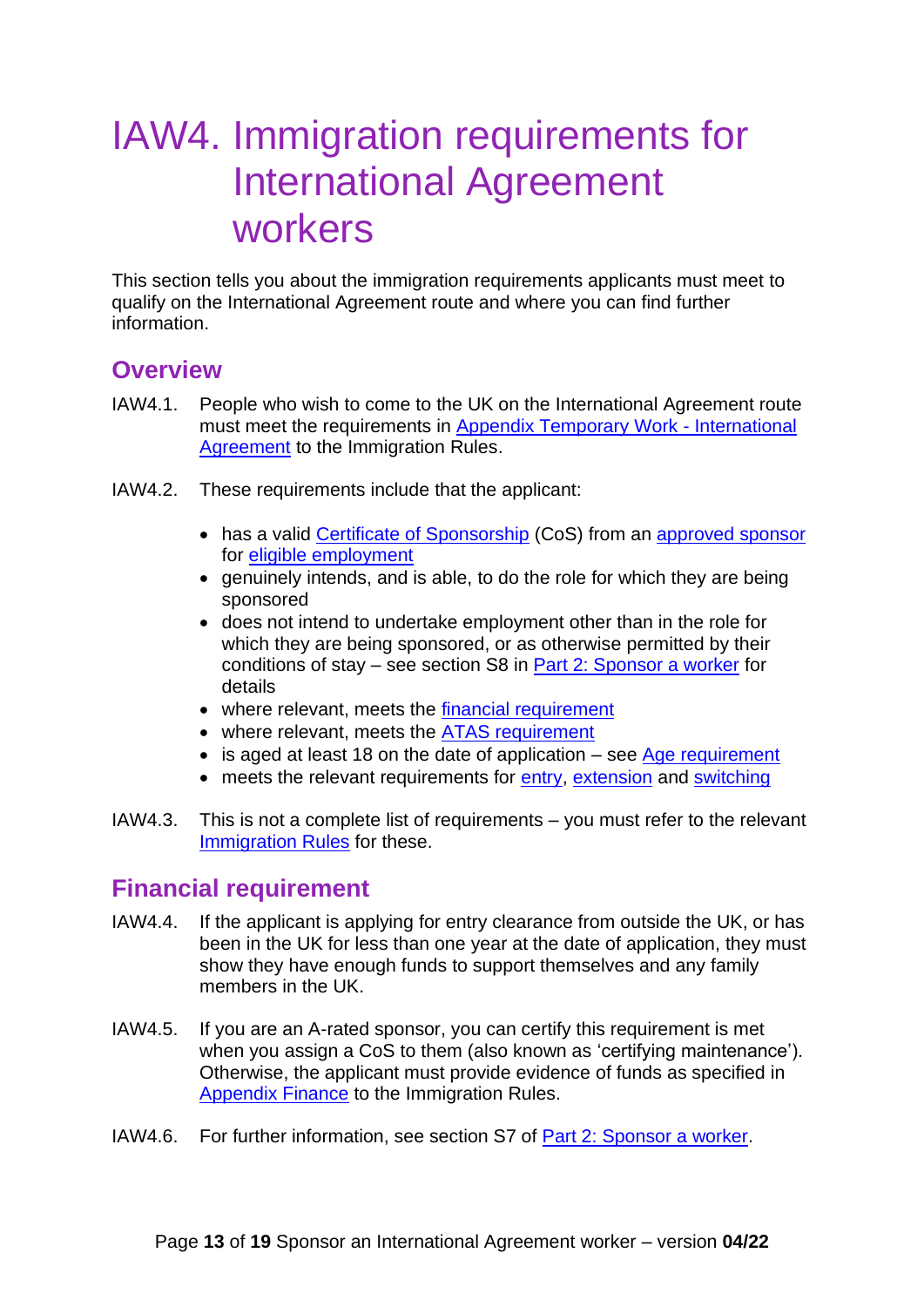# IAW4. Immigration requirements for International Agreement workers

This section tells you about the immigration requirements applicants must meet to qualify on the International Agreement route and where you can find further information.

## Overview

IAW4.1. People who wish to come to the UK on the International Agreement route must meet the requirements in Appendix Temporary Work - International Agreement to the Immigration Rules.

IAW4.2. These requirements include that the applicant:

- has a valid Certificate of Sponsorship (CoS) from an approved sponsor for eligible employment
- genuinely intends, and is able, to do the role for which they are being sponsored
- does not intend to undertake employment other than in the role for which they are being sponsored, or as otherwise permitted by their conditions of stay – see section S8 in Part 2: Sponsor a worker for details
- where relevant, meets the financial requirement
- where relevant, meets the ATAS requirement
- is aged at least 18 on the date of application – see Age requirement
- meets the relevant requirements for entry, extension and switching

IAW4.3. This is not a complete list of requirements – you must refer to the relevant Immigration Rules for these.

## Financial requirement

IAW4.4. If the applicant is applying for entry clearance from outside the UK, or has been in the UK for less than one year at the date of application, they must show they have enough funds to support themselves and any family members in the UK.

IAW4.5. If you are an A-rated sponsor, you can certify this requirement is met when you assign a CoS to them (also known as 'certifying maintenance'). Otherwise, the applicant must provide evidence of funds as specified in Appendix Finance to the Immigration Rules.

IAW4.6. For further information, see section S7 of Part 2: Sponsor a worker.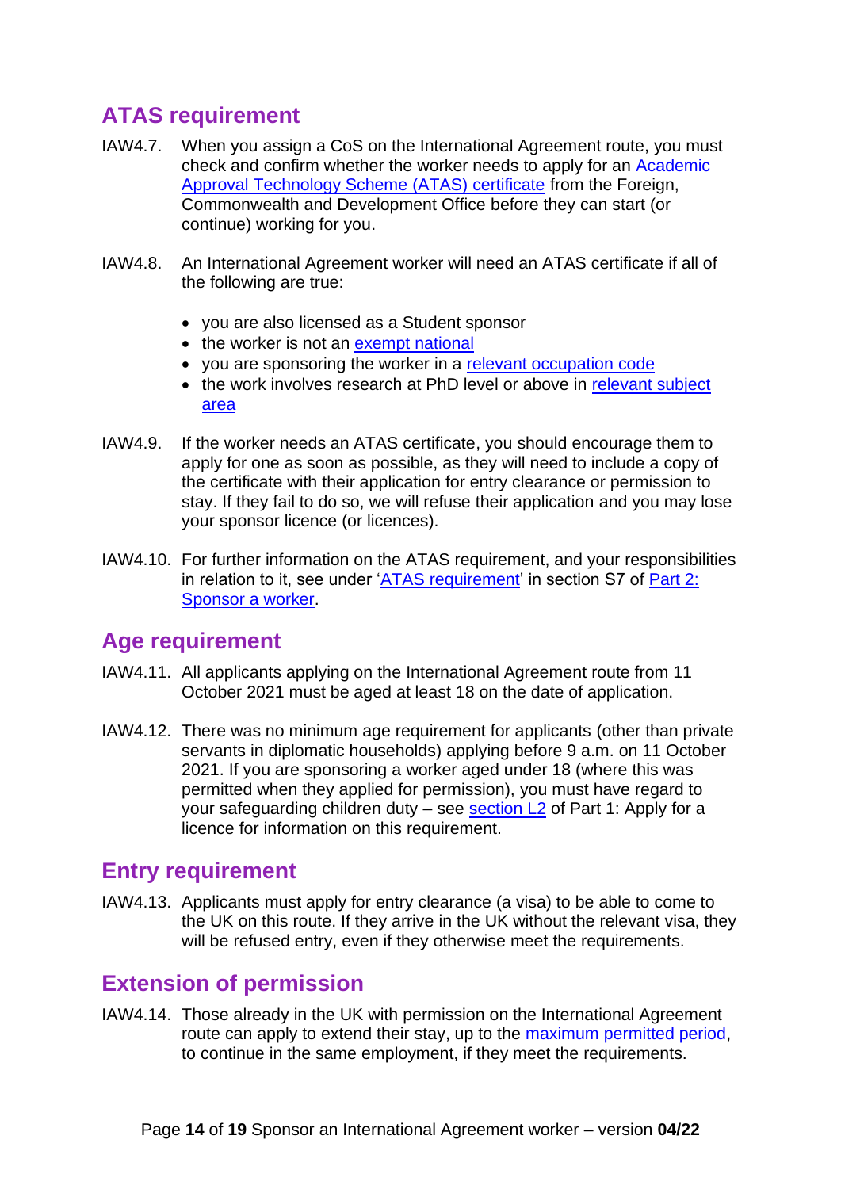## ATAS requirement

IAW4.7. When you assign a CoS on the International Agreement route, you must check and confirm whether the worker needs to apply for an Academic Approval Technology Scheme (ATAS) certificate from the Foreign, Commonwealth and Development Office before they can start (or continue) working for you.

IAW4.8. An International Agreement worker will need an ATAS certificate if all of the following are true:

- you are also licensed as a Student sponsor
- the worker is not an exempt national
- you are sponsoring the worker in a relevant occupation code
- the work involves research at PhD level or above in relevant subject area

IAW4.9. If the worker needs an ATAS certificate, you should encourage them to apply for one as soon as possible, as they will need to include a copy of the certificate with their application for entry clearance or permission to stay. If they fail to do so, we will refuse their application and you may lose your sponsor licence (or licences).

IAW4.10. For further information on the ATAS requirement, and your responsibilities in relation to it, see under 'ATAS requirement' in section S7 of Part 2: Sponsor a worker.

## Age requirement

IAW4.11. All applicants applying on the International Agreement route from 11 October 2021 must be aged at least 18 on the date of application.

IAW4.12. There was no minimum age requirement for applicants (other than private servants in diplomatic households) applying before 9 a.m. on 11 October 2021. If you are sponsoring a worker aged under 18 (where this was permitted when they applied for permission), you must have regard to your safeguarding children duty – see section L2 of Part 1: Apply for a licence for information on this requirement.

## Entry requirement

IAW4.13. Applicants must apply for entry clearance (a visa) to be able to come to the UK on this route. If they arrive in the UK without the relevant visa, they will be refused entry, even if they otherwise meet the requirements.

## Extension of permission

IAW4.14. Those already in the UK with permission on the International Agreement route can apply to extend their stay, up to the maximum permitted period, to continue in the same employment, if they meet the requirements.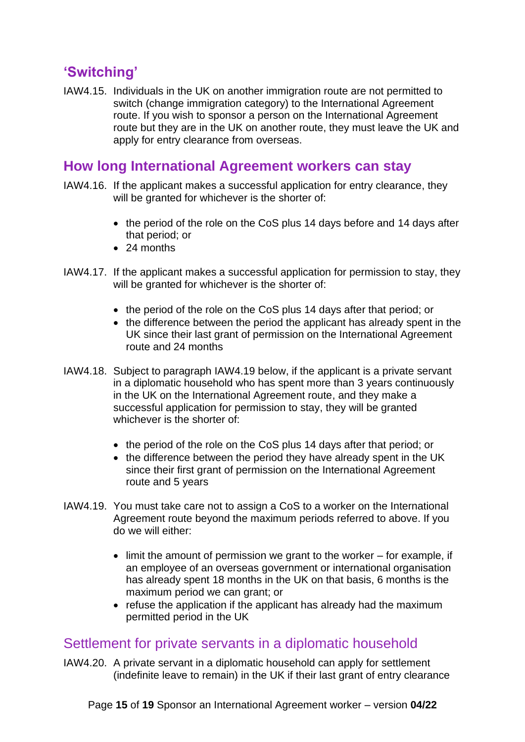## 'Switching'

IAW4.15. Individuals in the UK on another immigration route are not permitted to switch (change immigration category) to the International Agreement route. If you wish to sponsor a person on the International Agreement route but they are in the UK on another route, they must leave the UK and apply for entry clearance from overseas.

## How long International Agreement workers can stay

IAW4.16. If the applicant makes a successful application for entry clearance, they will be granted for whichever is the shorter of:

- the period of the role on the CoS plus 14 days before and 14 days after that period; or
- 24 months

IAW4.17. If the applicant makes a successful application for permission to stay, they will be granted for whichever is the shorter of:

- the period of the role on the CoS plus 14 days after that period; or
- the difference between the period the applicant has already spent in the UK since their last grant of permission on the International Agreement route and 24 months

IAW4.18. Subject to paragraph IAW4.19 below, if the applicant is a private servant in a diplomatic household who has spent more than 3 years continuously in the UK on the International Agreement route, and they make a successful application for permission to stay, they will be granted whichever is the shorter of:

- the period of the role on the CoS plus 14 days after that period; or
- the difference between the period they have already spent in the UK since their first grant of permission on the International Agreement route and 5 years

IAW4.19. You must take care not to assign a CoS to a worker on the International Agreement route beyond the maximum periods referred to above. If you do we will either:

- limit the amount of permission we grant to the worker – for example, if an employee of an overseas government or international organisation has already spent 18 months in the UK on that basis, 6 months is the maximum period we can grant; or
- refuse the application if the applicant has already had the maximum permitted period in the UK

## Settlement for private servants in a diplomatic household

IAW4.20. A private servant in a diplomatic household can apply for settlement (indefinite leave to remain) in the UK if their last grant of entry clearance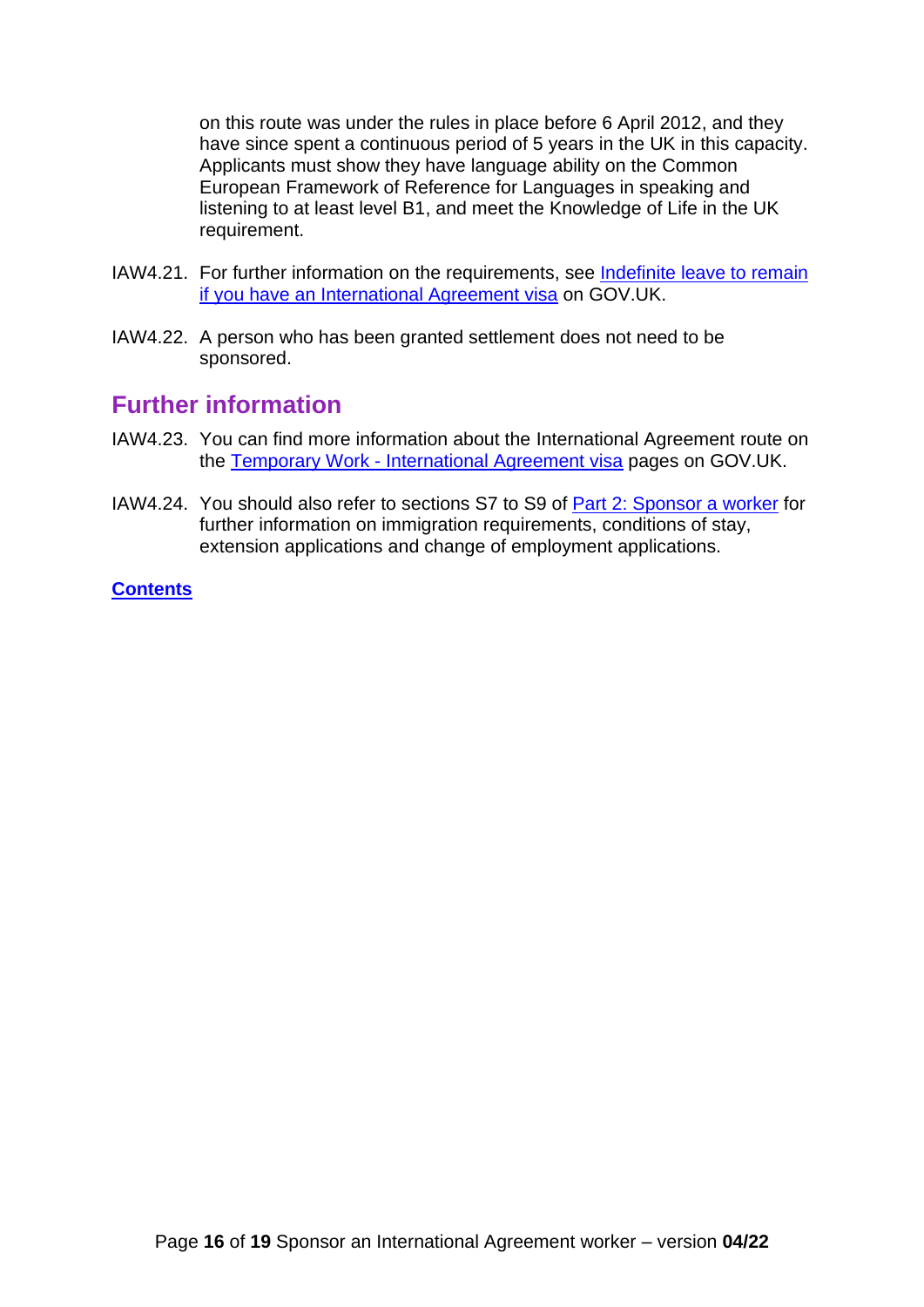on this route was under the rules in place before 6 April 2012, and they have since spent a continuous period of 5 years in the UK in this capacity. Applicants must show they have language ability on the Common European Framework of Reference for Languages in speaking and listening to at least level B1, and meet the Knowledge of Life in the UK requirement.

IAW4.21. For further information on the requirements, see [Indefinite leave to remain if you have an International Agreement visa] on GOV.UK.

IAW4.22. A person who has been granted settlement does not need to be sponsored.

## Further information

IAW4.23. You can find more information about the International Agreement route on the [Temporary Work - International Agreement visa] pages on GOV.UK.

IAW4.24. You should also refer to sections S7 to S9 of [Part 2: Sponsor a worker] for further information on immigration requirements, conditions of stay, extension applications and change of employment applications.

**Contents**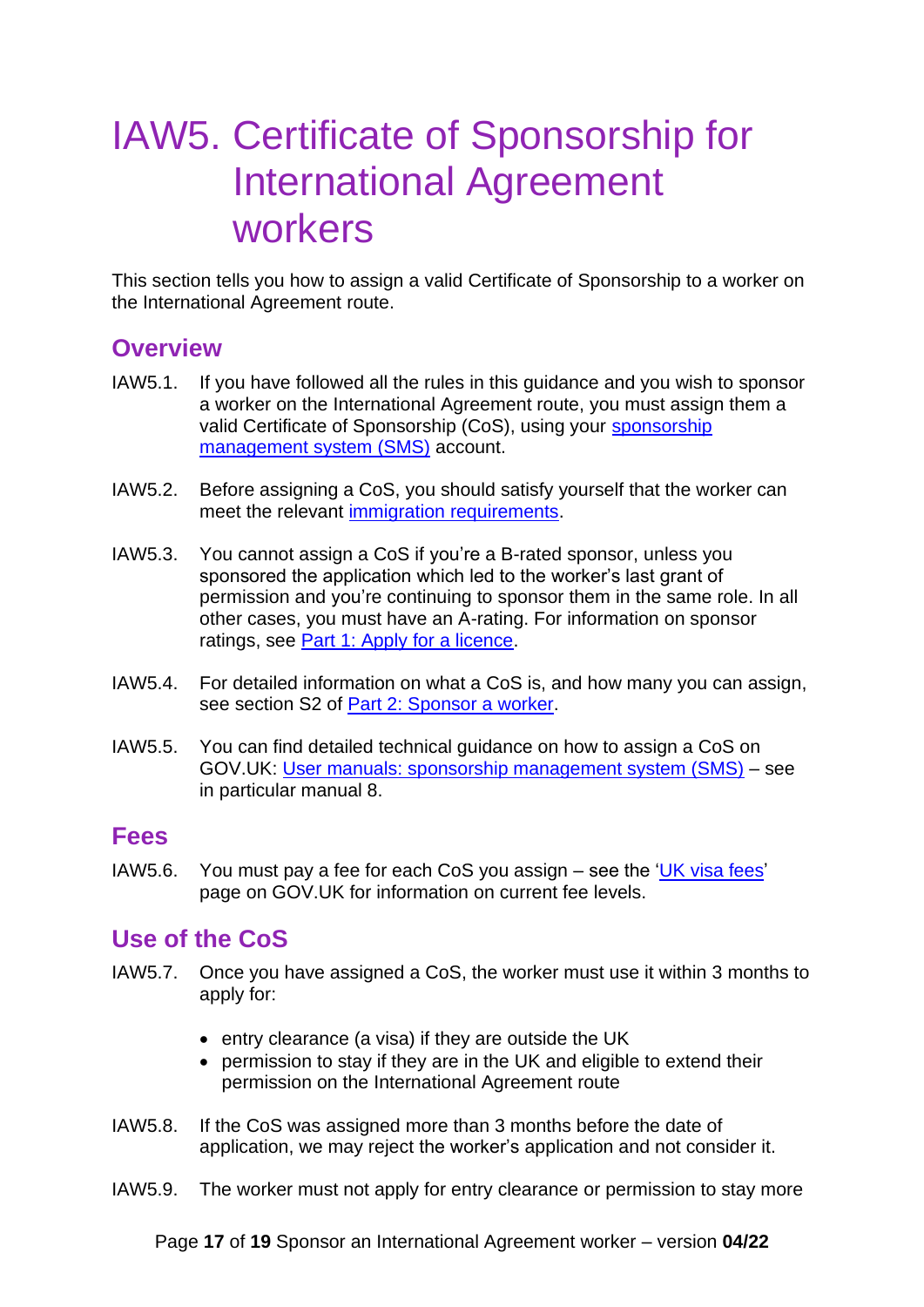# IAW5. Certificate of Sponsorship for International Agreement workers

This section tells you how to assign a valid Certificate of Sponsorship to a worker on the International Agreement route.

## Overview

IAW5.1. If you have followed all the rules in this guidance and you wish to sponsor a worker on the International Agreement route, you must assign them a valid Certificate of Sponsorship (CoS), using your sponsorship management system (SMS) account.

IAW5.2. Before assigning a CoS, you should satisfy yourself that the worker can meet the relevant immigration requirements.

IAW5.3. You cannot assign a CoS if you're a B-rated sponsor, unless you sponsored the application which led to the worker's last grant of permission and you're continuing to sponsor them in the same role. In all other cases, you must have an A-rating. For information on sponsor ratings, see Part 1: Apply for a licence.

IAW5.4. For detailed information on what a CoS is, and how many you can assign, see section S2 of Part 2: Sponsor a worker.

IAW5.5. You can find detailed technical guidance on how to assign a CoS on GOV.UK: User manuals: sponsorship management system (SMS) – see in particular manual 8.

## Fees

IAW5.6. You must pay a fee for each CoS you assign – see the 'UK visa fees' page on GOV.UK for information on current fee levels.

## Use of the CoS

IAW5.7. Once you have assigned a CoS, the worker must use it within 3 months to apply for:

- entry clearance (a visa) if they are outside the UK
- permission to stay if they are in the UK and eligible to extend their permission on the International Agreement route

IAW5.8. If the CoS was assigned more than 3 months before the date of application, we may reject the worker's application and not consider it.

IAW5.9. The worker must not apply for entry clearance or permission to stay more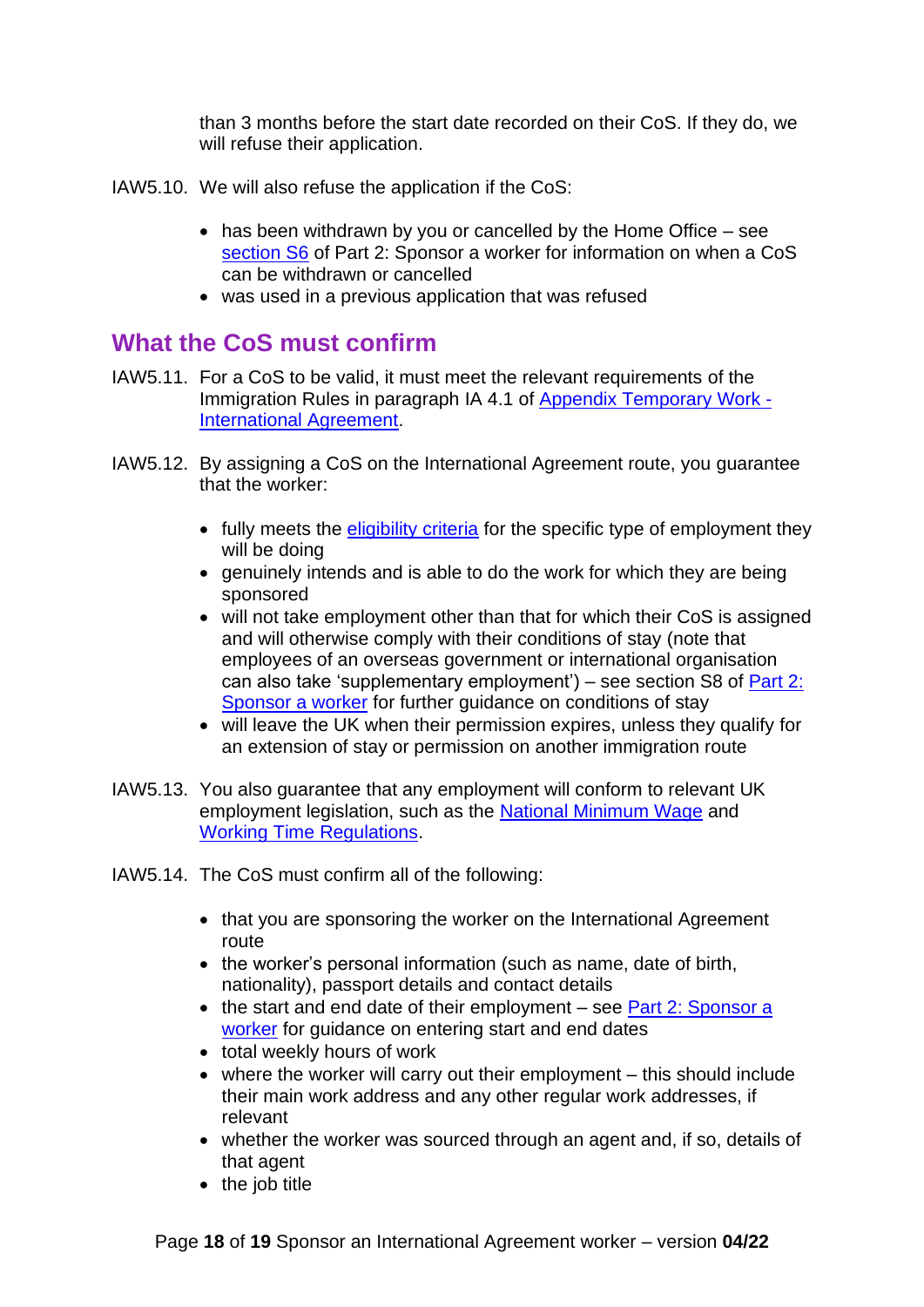than 3 months before the start date recorded on their CoS. If they do, we will refuse their application.

IAW5.10. We will also refuse the application if the CoS:

- has been withdrawn by you or cancelled by the Home Office – see section S6 of Part 2: Sponsor a worker for information on when a CoS can be withdrawn or cancelled
- was used in a previous application that was refused

## What the CoS must confirm

IAW5.11. For a CoS to be valid, it must meet the relevant requirements of the Immigration Rules in paragraph IA 4.1 of Appendix Temporary Work - International Agreement.

IAW5.12. By assigning a CoS on the International Agreement route, you guarantee that the worker:

- fully meets the eligibility criteria for the specific type of employment they will be doing
- genuinely intends and is able to do the work for which they are being sponsored
- will not take employment other than that for which their CoS is assigned and will otherwise comply with their conditions of stay (note that employees of an overseas government or international organisation can also take 'supplementary employment') – see section S8 of Part 2: Sponsor a worker for further guidance on conditions of stay
- will leave the UK when their permission expires, unless they qualify for an extension of stay or permission on another immigration route

IAW5.13. You also guarantee that any employment will conform to relevant UK employment legislation, such as the National Minimum Wage and Working Time Regulations.

IAW5.14. The CoS must confirm all of the following:

- that you are sponsoring the worker on the International Agreement route
- the worker's personal information (such as name, date of birth, nationality), passport details and contact details
- the start and end date of their employment – see Part 2: Sponsor a worker for guidance on entering start and end dates
- total weekly hours of work
- where the worker will carry out their employment – this should include their main work address and any other regular work addresses, if relevant
- whether the worker was sourced through an agent and, if so, details of that agent
- the job title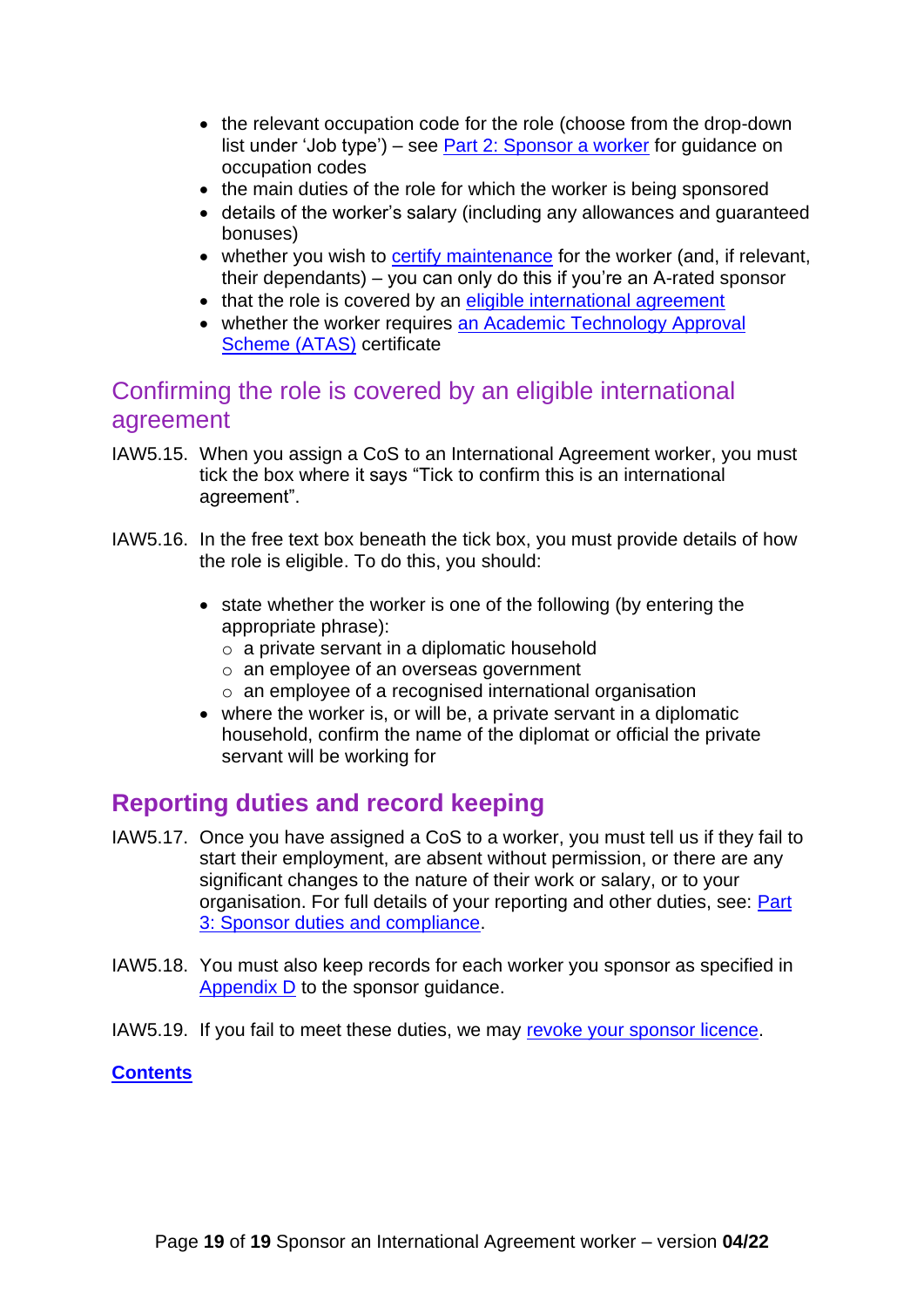- the relevant occupation code for the role (choose from the drop-down list under 'Job type') – see Part 2: Sponsor a worker for guidance on occupation codes
- the main duties of the role for which the worker is being sponsored
- details of the worker's salary (including any allowances and guaranteed bonuses)
- whether you wish to certify maintenance for the worker (and, if relevant, their dependants) – you can only do this if you're an A-rated sponsor
- that the role is covered by an eligible international agreement
- whether the worker requires an Academic Technology Approval Scheme (ATAS) certificate

## Confirming the role is covered by an eligible international agreement

IAW5.15. When you assign a CoS to an International Agreement worker, you must tick the box where it says "Tick to confirm this is an international agreement".

IAW5.16. In the free text box beneath the tick box, you must provide details of how the role is eligible. To do this, you should:

- state whether the worker is one of the following (by entering the appropriate phrase):
  - a private servant in a diplomatic household
  - an employee of an overseas government
  - an employee of a recognised international organisation
- where the worker is, or will be, a private servant in a diplomatic household, confirm the name of the diplomat or official the private servant will be working for

## Reporting duties and record keeping

IAW5.17. Once you have assigned a CoS to a worker, you must tell us if they fail to start their employment, are absent without permission, or there are any significant changes to the nature of their work or salary, or to your organisation. For full details of your reporting and other duties, see: Part 3: Sponsor duties and compliance.

IAW5.18. You must also keep records for each worker you sponsor as specified in Appendix D to the sponsor guidance.

IAW5.19. If you fail to meet these duties, we may revoke your sponsor licence.

**Contents**